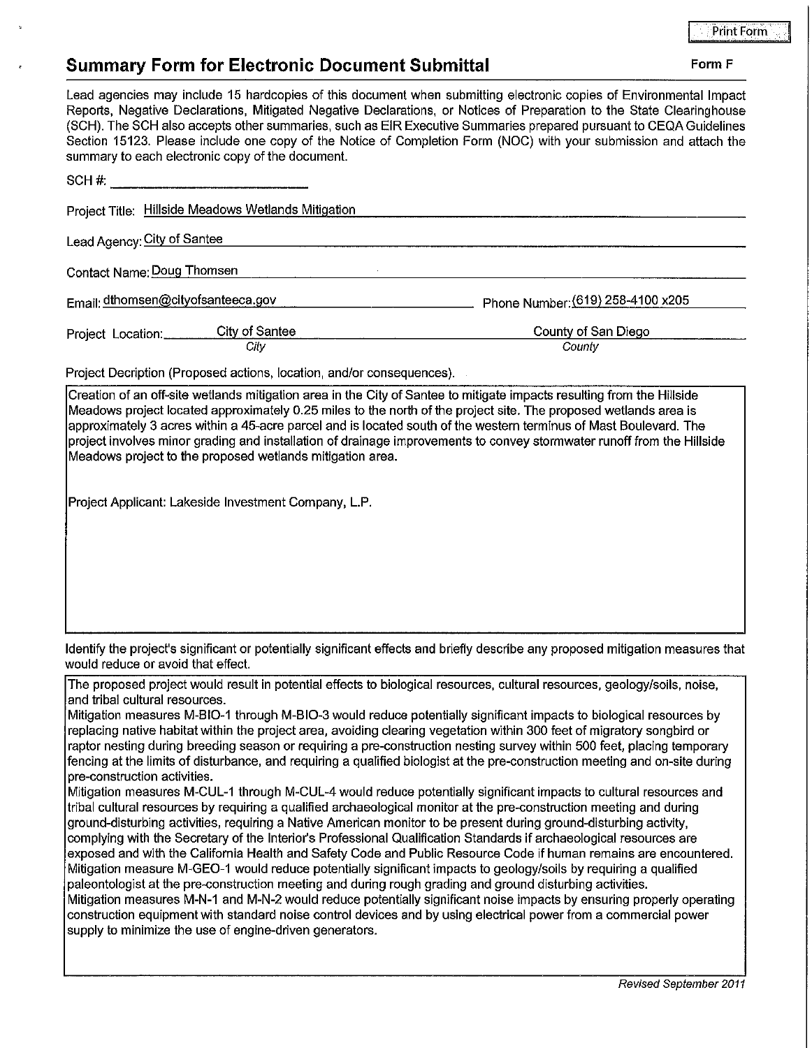Print Form

## Summary Form for Electronic Document Submittal

**Form F**

Lead agencies may include 15 hardcopies of this document when submitting electronic copies of Environmental Impact Reports, Negative Declarations, Mitigated Negative Declarations, or Notices of Preparation to the State Clearinghouse (SCH). The SCH also accepts other summaries, such as EIR Executive Summaries prepared pursuant to CEQA Guidelines Section 15123. Please include one copy of the Notice of Completion Form (NOC) with your submission and attach the summary to each electronic copy of the document.

SCH #: ____________________

Project Title: Hillside Meadows Wetlands Mitigation

Lead Agency: City of Santee

Contact Name: Doug Thomsen

Email: dthomsen@cityofsanteeca.gov

Phone Number: (619) 258-4100 x205

Project Location: City of Santee (*City*) — County of San Diego (*County*)

Project Decription (Proposed actions, location, and/or consequences).

Creation of an off-site wetlands mitigation area in the City of Santee to mitigate impacts resulting from the Hillside Meadows project located approximately 0.25 miles to the north of the project site. The proposed wetlands area is approximately 3 acres within a 45-acre parcel and is located south of the western terminus of Mast Boulevard. The project involves minor grading and installation of drainage improvements to convey stormwater runoff from the Hillside Meadows project to the proposed wetlands mitigation area.

Project Applicant: Lakeside Investment Company, L.P.

Identify the project's significant or potentially significant effects and briefly describe any proposed mitigation measures that would reduce or avoid that effect.

The proposed project would result in potential effects to biological resources, cultural resources, geology/soils, noise, and tribal cultural resources.

Mitigation measures M-BIO-1 through M-BIO-3 would reduce potentially significant impacts to biological resources by replacing native habitat within the project area, avoiding clearing vegetation within 300 feet of migratory songbird or raptor nesting during breeding season or requiring a pre-construction nesting survey within 500 feet, placing temporary fencing at the limits of disturbance, and requiring a qualified biologist at the pre-construction meeting and on-site during pre-construction activities.

Mitigation measures M-CUL-1 through M-CUL-4 would reduce potentially significant impacts to cultural resources and tribal cultural resources by requiring a qualified archaeological monitor at the pre-construction meeting and during ground-disturbing activities, requiring a Native American monitor to be present during ground-disturbing activity, complying with the Secretary of the Interior's Professional Qualification Standards if archaeological resources are exposed and with the California Health and Safety Code and Public Resource Code if human remains are encountered.

Mitigation measure M-GEO-1 would reduce potentially significant impacts to geology/soils by requiring a qualified paleontologist at the pre-construction meeting and during rough grading and ground disturbing activities.

Mitigation measures M-N-1 and M-N-2 would reduce potentially significant noise impacts by ensuring properly operating construction equipment with standard noise control devices and by using electrical power from a commercial power supply to minimize the use of engine-driven generators.

*Revised September 2011*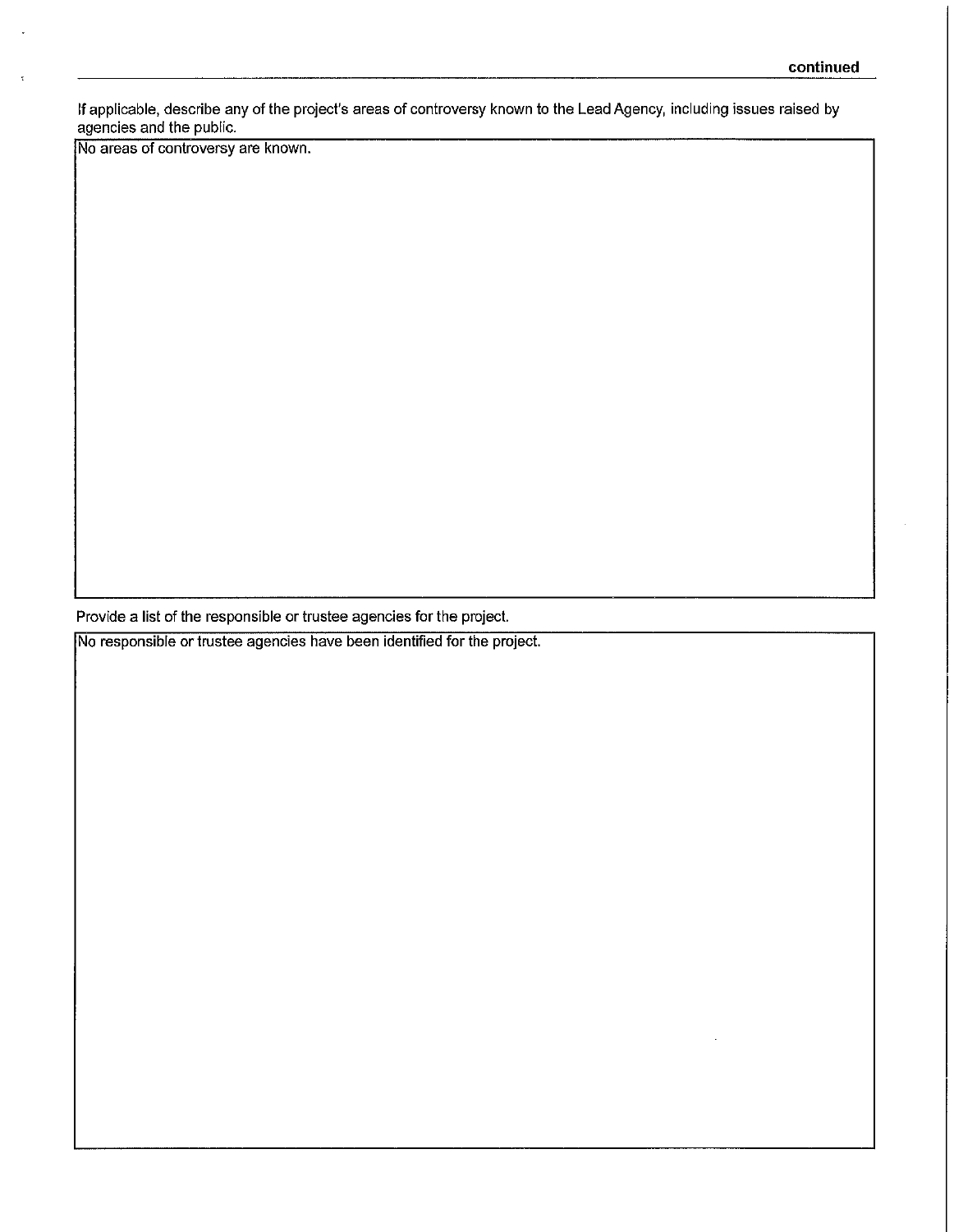continued

If applicable, describe any of the project's areas of controversy known to the Lead Agency, including issues raised by agencies and the public.

No areas of controversy are known.

Provide a list of the responsible or trustee agencies for the project.

No responsible or trustee agencies have been identified for the project.